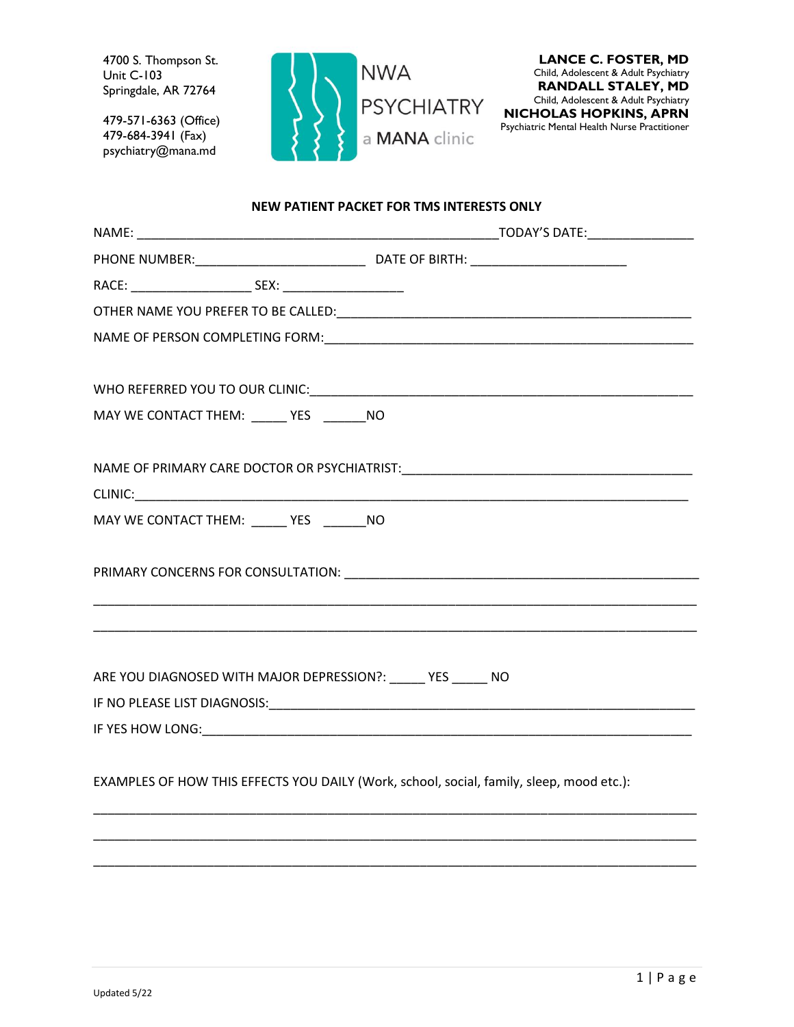4700 S. Thompson St.
Unit C-103
Springdale, AR 72764

479-571-6363 (Office)
479-684-3941 (Fax)
psychiatry@mana.md

NWA PSYCHIATRY
a MANA clinic

**LANCE C. FOSTER, MD**
Child, Adolescent & Adult Psychiatry
**RANDALL STALEY, MD**
Child, Adolescent & Adult Psychiatry
**NICHOLAS HOPKINS, APRN**
Psychiatric Mental Health Nurse Practitioner

**NEW PATIENT PACKET FOR TMS INTERESTS ONLY**

NAME: ____________________________________________________TODAY'S DATE:_______________

PHONE NUMBER:_________________________ DATE OF BIRTH: _______________________

RACE: _________________ SEX: _________________

OTHER NAME YOU PREFER TO BE CALLED:____________________________________________________

NAME OF PERSON COMPLETING FORM:______________________________________________________

WHO REFERRED YOU TO OUR CLINIC:_______________________________________________________

MAY WE CONTACT THEM: _____ YES ______NO

NAME OF PRIMARY CARE DOCTOR OR PSYCHIATRIST:_________________________________________

CLINIC:_____________________________________________________________________________

MAY WE CONTACT THEM: _____ YES ______NO

PRIMARY CONCERNS FOR CONSULTATION: _____________________________________________________

_____________________________________________________________________________________

_____________________________________________________________________________________

ARE YOU DIAGNOSED WITH MAJOR DEPRESSION?: _____ YES _____ NO

IF NO PLEASE LIST DIAGNOSIS:________________________________________________________________

IF YES HOW LONG:_______________________________________________________________________

EXAMPLES OF HOW THIS EFFECTS YOU DAILY (Work, school, social, family, sleep, mood etc.):

_____________________________________________________________________________________

_____________________________________________________________________________________

_____________________________________________________________________________________

Updated 5/22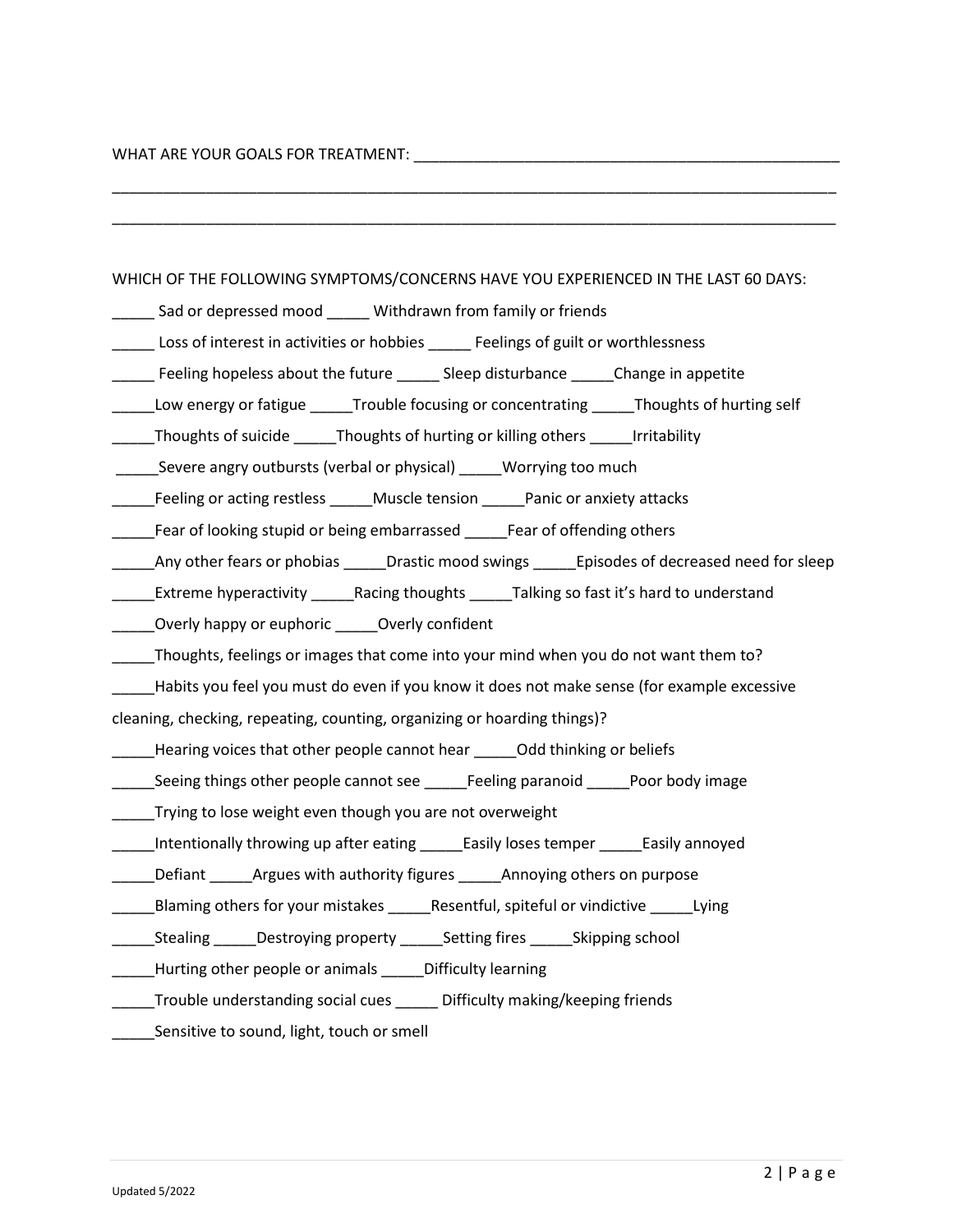WHAT ARE YOUR GOALS FOR TREATMENT: ___________________________________________________

_____________________________________________________________________________________

_____________________________________________________________________________________

WHICH OF THE FOLLOWING SYMPTOMS/CONCERNS HAVE YOU EXPERIENCED IN THE LAST 60 DAYS:

_____ Sad or depressed mood _____ Withdrawn from family or friends

_____ Loss of interest in activities or hobbies _____ Feelings of guilt or worthlessness

_____ Feeling hopeless about the future _____ Sleep disturbance _____Change in appetite

_____Low energy or fatigue _____Trouble focusing or concentrating _____Thoughts of hurting self

_____Thoughts of suicide _____Thoughts of hurting or killing others _____Irritability

_____Severe angry outbursts (verbal or physical) _____Worrying too much

_____Feeling or acting restless _____Muscle tension _____Panic or anxiety attacks

_____Fear of looking stupid or being embarrassed _____Fear of offending others

_____Any other fears or phobias _____Drastic mood swings _____Episodes of decreased need for sleep

_____Extreme hyperactivity _____Racing thoughts _____Talking so fast it's hard to understand

_____Overly happy or euphoric _____Overly confident

_____Thoughts, feelings or images that come into your mind when you do not want them to?

_____Habits you feel you must do even if you know it does not make sense (for example excessive cleaning, checking, repeating, counting, organizing or hoarding things)?

_____Hearing voices that other people cannot hear _____Odd thinking or beliefs

_____Seeing things other people cannot see _____Feeling paranoid _____Poor body image

_____Trying to lose weight even though you are not overweight

_____Intentionally throwing up after eating _____Easily loses temper _____Easily annoyed

_____Defiant _____Argues with authority figures _____Annoying others on purpose

_____Blaming others for your mistakes _____Resentful, spiteful or vindictive _____Lying

_____Stealing _____Destroying property _____Setting fires _____Skipping school

_____Hurting other people or animals _____Difficulty learning

_____Trouble understanding social cues _____ Difficulty making/keeping friends

_____Sensitive to sound, light, touch or smell

Updated 5/2022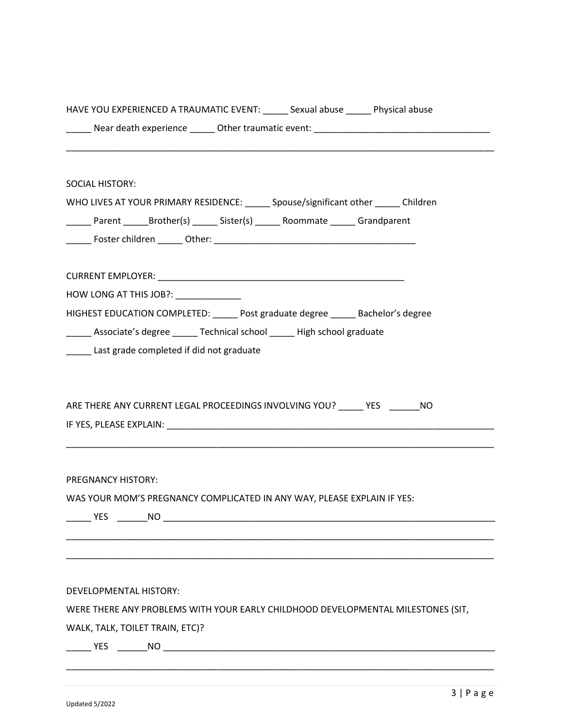HAVE YOU EXPERIENCED A TRAUMATIC EVENT: _____ Sexual abuse _____ Physical abuse

_____ Near death experience _____ Other traumatic event: ___________________________________

_____________________________________________________________________________________

SOCIAL HISTORY:

WHO LIVES AT YOUR PRIMARY RESIDENCE: _____ Spouse/significant other _____ Children

_____ Parent _____Brother(s) _____ Sister(s) _____ Roommate _____ Grandparent

_____ Foster children _____ Other: _________________________________________

CURRENT EMPLOYER: ___________________________________________________

HOW LONG AT THIS JOB?: _____________

HIGHEST EDUCATION COMPLETED: _____ Post graduate degree _____ Bachelor's degree

_____ Associate's degree _____ Technical school _____ High school graduate

_____ Last grade completed if did not graduate

ARE THERE ANY CURRENT LEGAL PROCEEDINGS INVOLVING YOU? _____ YES ______NO

IF YES, PLEASE EXPLAIN: _____________________________________________________________

_____________________________________________________________________________________

PREGNANCY HISTORY:

WAS YOUR MOM'S PREGNANCY COMPLICATED IN ANY WAY, PLEASE EXPLAIN IF YES:

_____ YES ______NO _________________________________________________________________

_____________________________________________________________________________________

_____________________________________________________________________________________

DEVELOPMENTAL HISTORY:

WERE THERE ANY PROBLEMS WITH YOUR EARLY CHILDHOOD DEVELOPMENTAL MILESTONES (SIT, WALK, TALK, TOILET TRAIN, ETC)?

_____ YES ______NO _________________________________________________________________

_____________________________________________________________________________________

Updated 5/2022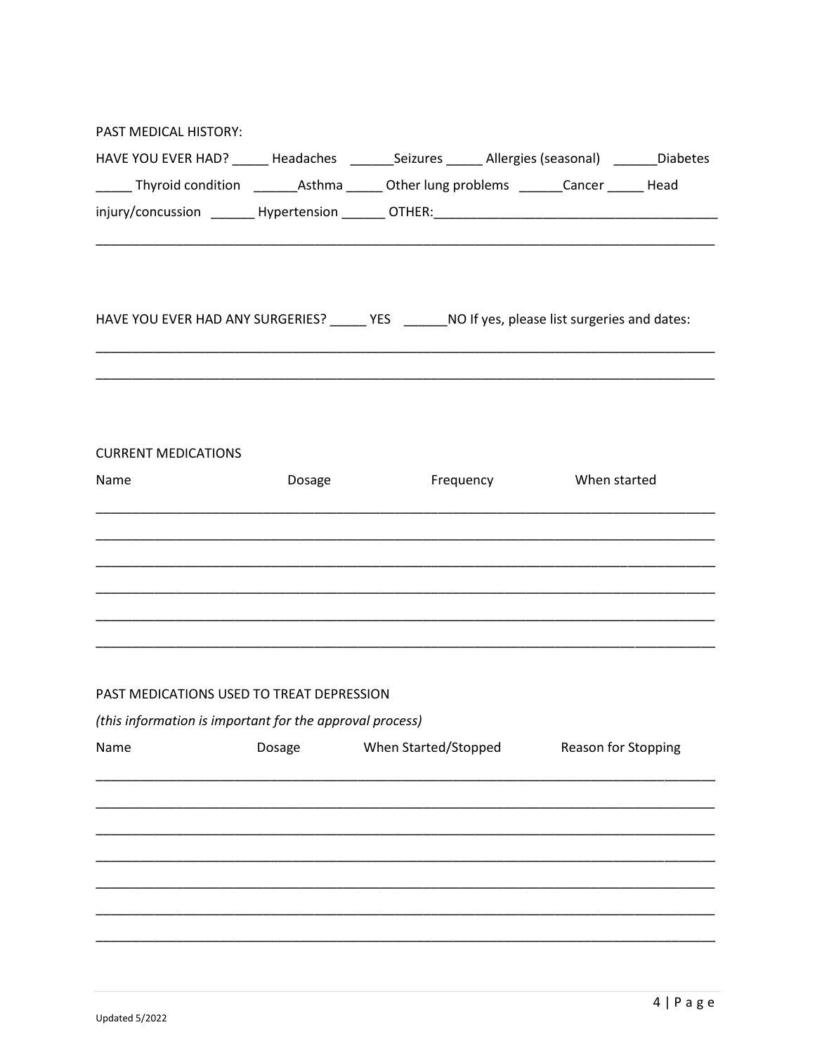PAST MEDICAL HISTORY:

HAVE YOU EVER HAD? _____ Headaches ______Seizures _____ Allergies (seasonal) ______Diabetes _____ Thyroid condition ______Asthma _____ Other lung problems ______Cancer _____ Head injury/concussion ______ Hypertension ______ OTHER:______________________________________

_________________________________________________________________________________

HAVE YOU EVER HAD ANY SURGERIES? _____ YES ______NO If yes, please list surgeries and dates:

_________________________________________________________________________________

_________________________________________________________________________________

CURRENT MEDICATIONS

| Name | Dosage | Frequency | When started |
|---|---|---|---|
| | | | |
| | | | |
| | | | |
| | | | |
| | | | |
| | | | |

PAST MEDICATIONS USED TO TREAT DEPRESSION

*(this information is important for the approval process)*

| Name | Dosage | When Started/Stopped | Reason for Stopping |
|---|---|---|---|
| | | | |
| | | | |
| | | | |
| | | | |
| | | | |
| | | | |
| | | | |

Updated 5/2022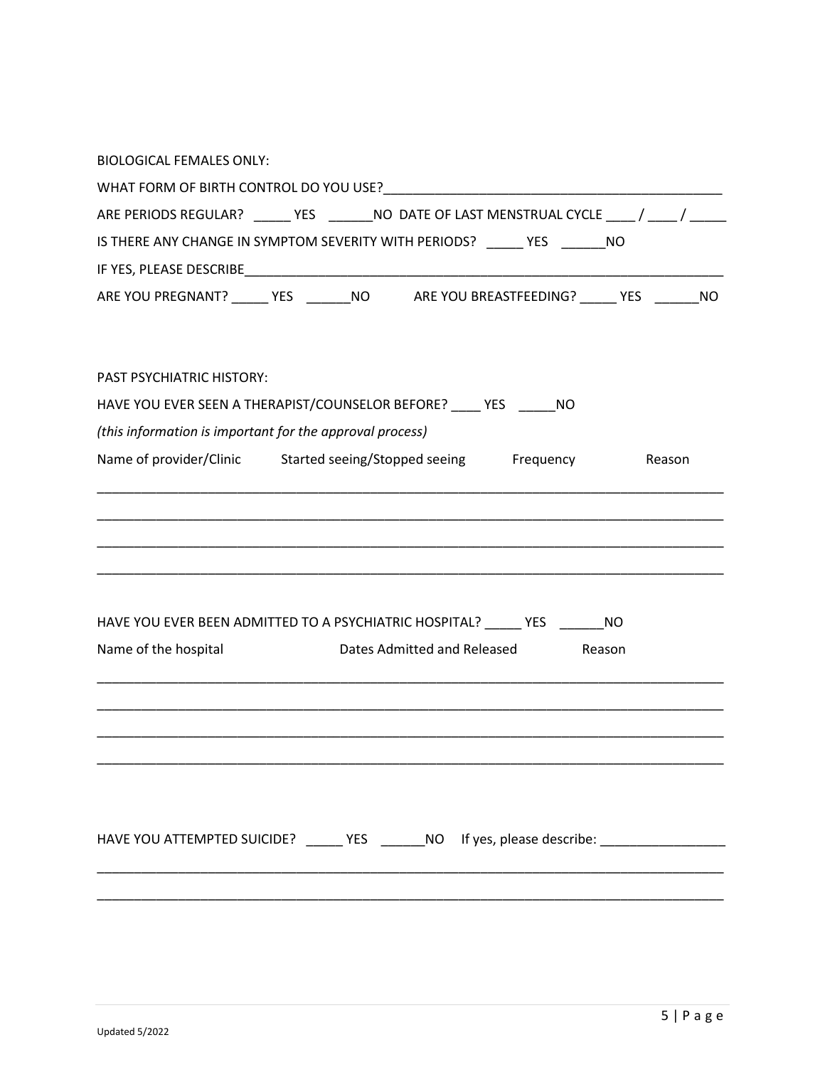BIOLOGICAL FEMALES ONLY:

WHAT FORM OF BIRTH CONTROL DO YOU USE?_______________________________________________

ARE PERIODS REGULAR? _____ YES ______NO DATE OF LAST MENSTRUAL CYCLE ____ / ____ / _____

IS THERE ANY CHANGE IN SYMPTOM SEVERITY WITH PERIODS? _____ YES ______NO

IF YES, PLEASE DESCRIBE____________________________________________________________________

ARE YOU PREGNANT? _____ YES ______NO ARE YOU BREASTFEEDING? _____ YES ______NO

PAST PSYCHIATRIC HISTORY:

HAVE YOU EVER SEEN A THERAPIST/COUNSELOR BEFORE? ____ YES _____NO

*(this information is important for the approval process)*

| Name of provider/Clinic | Started seeing/Stopped seeing | Frequency | Reason |
|---|---|---|---|
| | | | |
| | | | |
| | | | |
| | | | |

HAVE YOU EVER BEEN ADMITTED TO A PSYCHIATRIC HOSPITAL? _____ YES ______NO

| Name of the hospital | Dates Admitted and Released | Reason |
|---|---|---|
| | | |
| | | |
| | | |
| | | |

HAVE YOU ATTEMPTED SUICIDE? _____ YES ______NO If yes, please describe: ________________

_____________________________________________________________________________________

_____________________________________________________________________________________

Updated 5/2022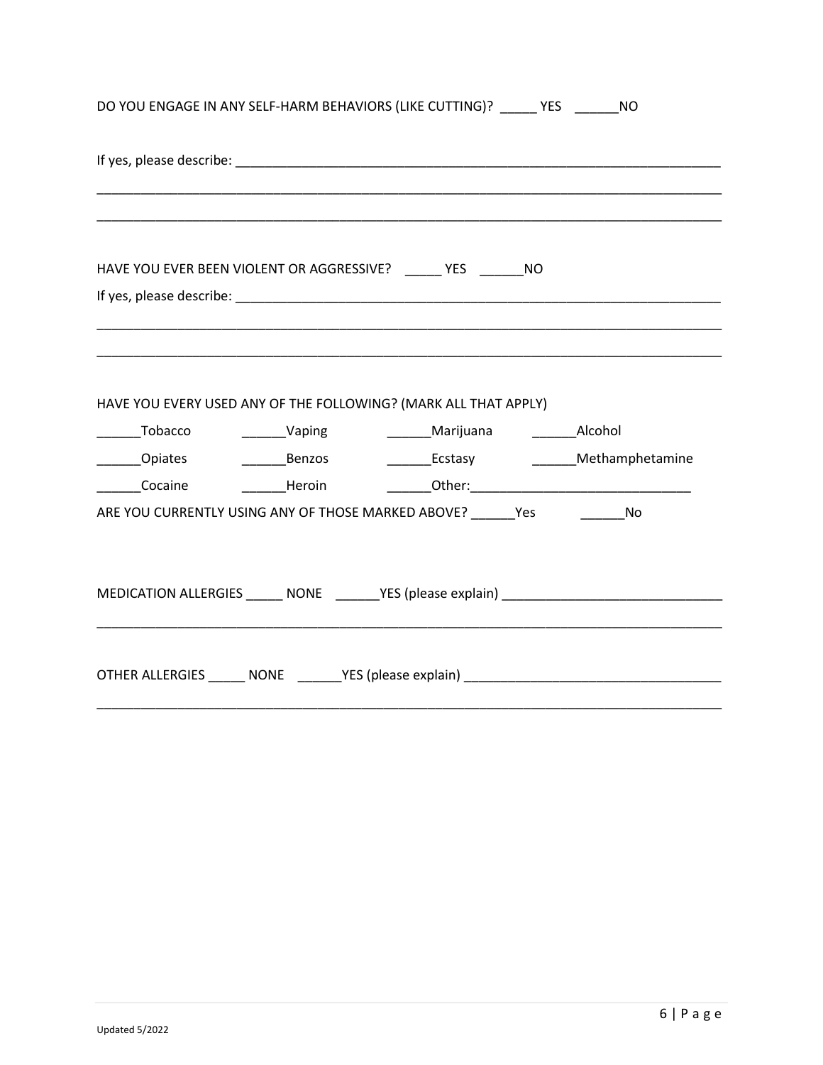DO YOU ENGAGE IN ANY SELF-HARM BEHAVIORS (LIKE CUTTING)? _____ YES ______NO

If yes, please describe: ____________________________________________________________________

_____________________________________________________________________________________

_____________________________________________________________________________________

HAVE YOU EVER BEEN VIOLENT OR AGGRESSIVE? _____ YES ______NO

If yes, please describe: ____________________________________________________________________

_____________________________________________________________________________________

_____________________________________________________________________________________

HAVE YOU EVERY USED ANY OF THE FOLLOWING? (MARK ALL THAT APPLY)

______Tobacco ______Vaping ______Marijuana ______Alcohol

______Opiates ______Benzos ______Ecstasy ______Methamphetamine

______Cocaine ______Heroin ______Other:_____________________________

ARE YOU CURRENTLY USING ANY OF THOSE MARKED ABOVE? ______Yes ______No

MEDICATION ALLERGIES _____ NONE ______YES (please explain) _____________________________

_____________________________________________________________________________________

OTHER ALLERGIES _____ NONE ______YES (please explain) _________________________________

_____________________________________________________________________________________

Updated 5/2022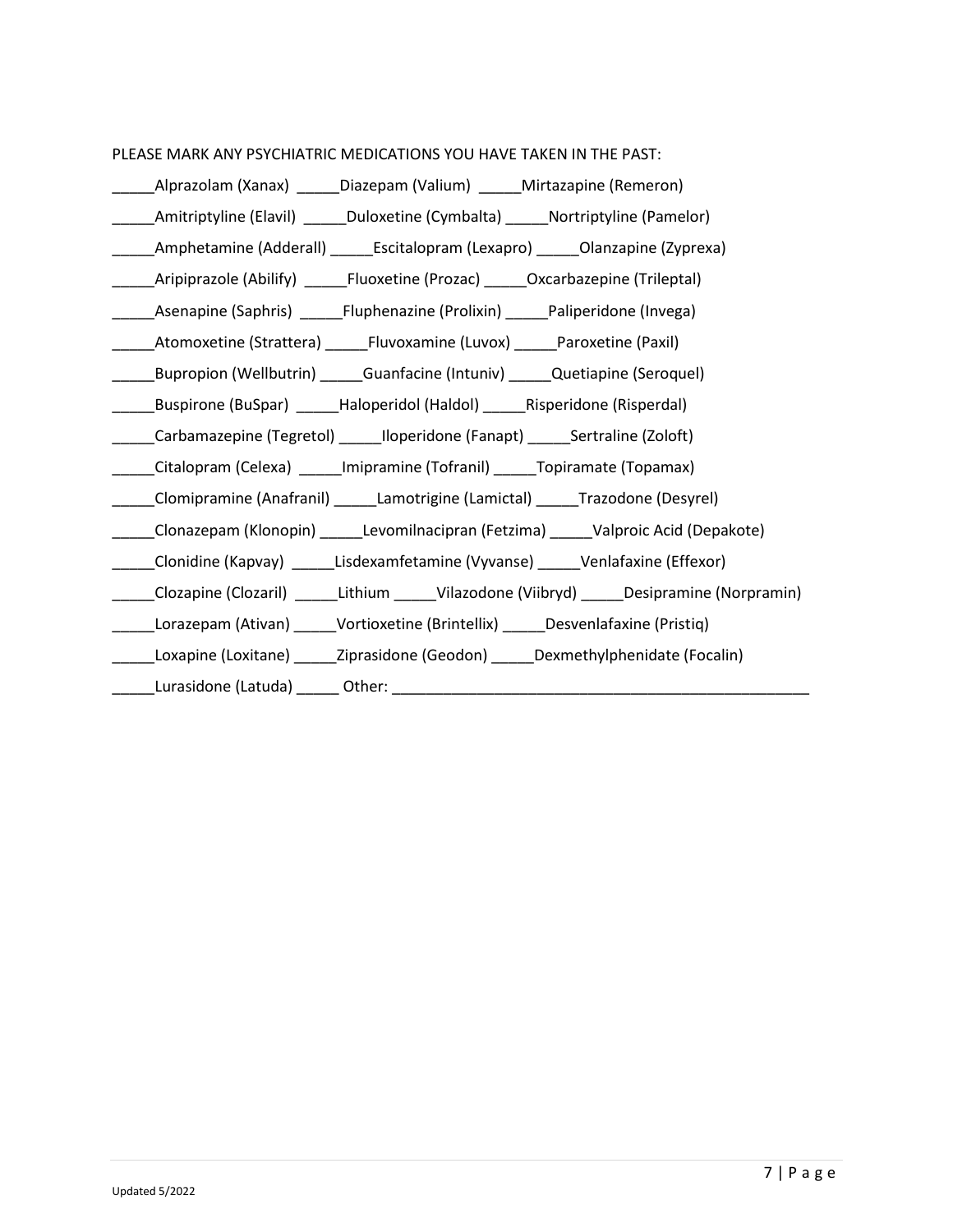PLEASE MARK ANY PSYCHIATRIC MEDICATIONS YOU HAVE TAKEN IN THE PAST:

_____Alprazolam (Xanax) _____Diazepam (Valium) _____Mirtazapine (Remeron)

_____Amitriptyline (Elavil) _____Duloxetine (Cymbalta) _____Nortriptyline (Pamelor)

_____Amphetamine (Adderall) _____Escitalopram (Lexapro) _____Olanzapine (Zyprexa)

_____Aripiprazole (Abilify) _____Fluoxetine (Prozac) _____Oxcarbazepine (Trileptal)

_____Asenapine (Saphris) _____Fluphenazine (Prolixin) _____Paliperidone (Invega)

_____Atomoxetine (Strattera) _____Fluvoxamine (Luvox) _____Paroxetine (Paxil)

_____Bupropion (Wellbutrin) _____Guanfacine (Intuniv) _____Quetiapine (Seroquel)

_____Buspirone (BuSpar) _____Haloperidol (Haldol) _____Risperidone (Risperdal)

_____Carbamazepine (Tegretol) _____Iloperidone (Fanapt) _____Sertraline (Zoloft)

_____Citalopram (Celexa) _____Imipramine (Tofranil) _____Topiramate (Topamax)

_____Clomipramine (Anafranil) _____Lamotrigine (Lamictal) _____Trazodone (Desyrel)

_____Clonazepam (Klonopin) _____Levomilnacipran (Fetzima) _____Valproic Acid (Depakote)

_____Clonidine (Kapvay) _____Lisdexamfetamine (Vyvanse) _____Venlafaxine (Effexor)

_____Clozapine (Clozaril) _____Lithium _____Vilazodone (Viibryd) _____Desipramine (Norpramin)

_____Lorazepam (Ativan) _____Vortioxetine (Brintellix) _____Desvenlafaxine (Pristiq)

_____Loxapine (Loxitane) _____Ziprasidone (Geodon) _____Dexmethylphenidate (Focalin)

_____Lurasidone (Latuda) _____ Other: ___________________________________________________

Updated 5/2022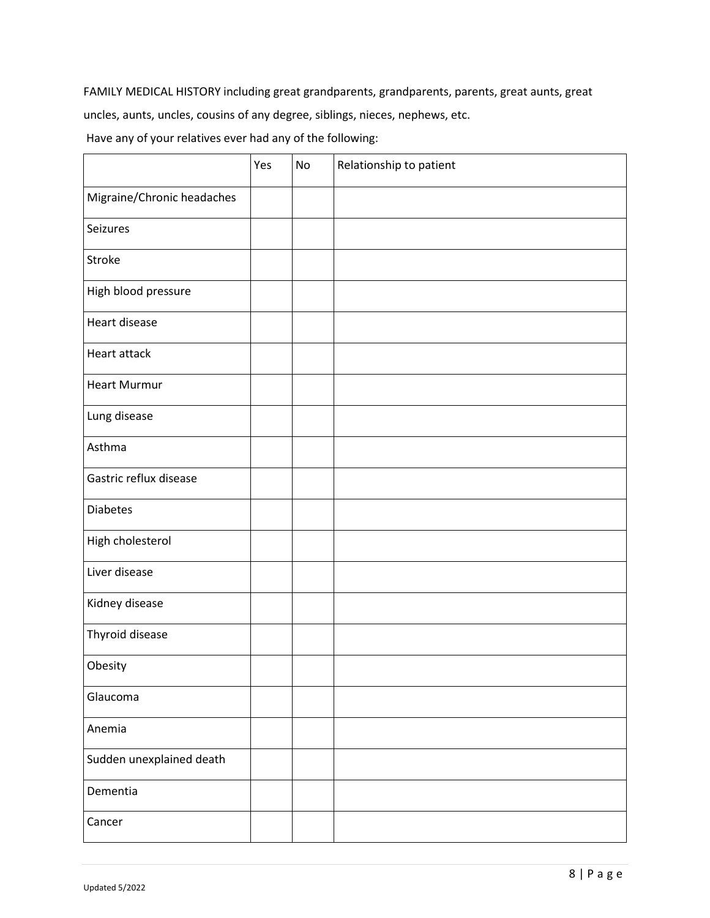FAMILY MEDICAL HISTORY including great grandparents, grandparents, parents, great aunts, great uncles, aunts, uncles, cousins of any degree, siblings, nieces, nephews, etc.

Have any of your relatives ever had any of the following:

| | Yes | No | Relationship to patient |
|---|---|---|---|
| Migraine/Chronic headaches | | | |
| Seizures | | | |
| Stroke | | | |
| High blood pressure | | | |
| Heart disease | | | |
| Heart attack | | | |
| Heart Murmur | | | |
| Lung disease | | | |
| Asthma | | | |
| Gastric reflux disease | | | |
| Diabetes | | | |
| High cholesterol | | | |
| Liver disease | | | |
| Kidney disease | | | |
| Thyroid disease | | | |
| Obesity | | | |
| Glaucoma | | | |
| Anemia | | | |
| Sudden unexplained death | | | |
| Dementia | | | |
| Cancer | | | |

Updated 5/2022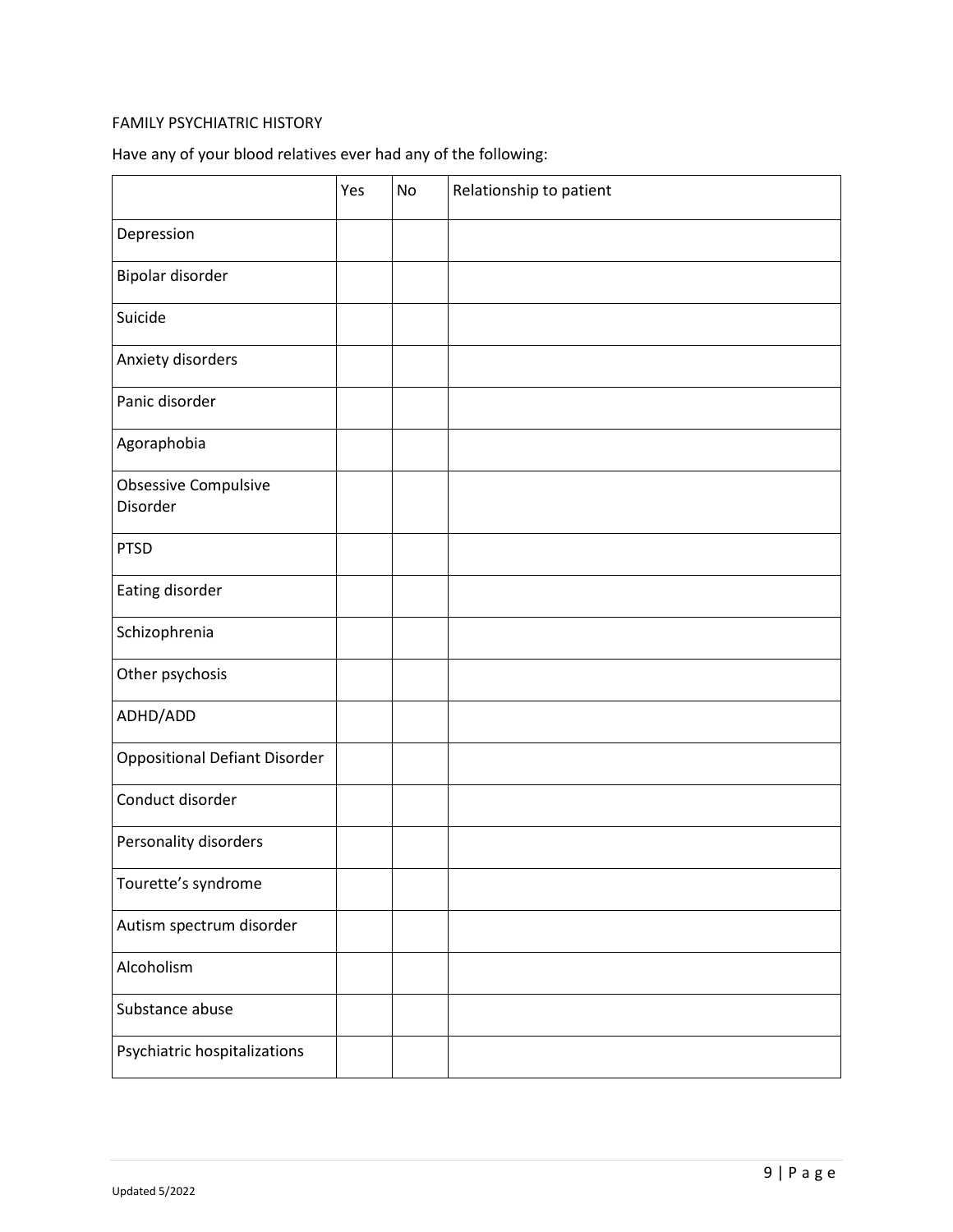FAMILY PSYCHIATRIC HISTORY

Have any of your blood relatives ever had any of the following:

| | Yes | No | Relationship to patient |
|---|---|---|---|
| Depression | | | |
| Bipolar disorder | | | |
| Suicide | | | |
| Anxiety disorders | | | |
| Panic disorder | | | |
| Agoraphobia | | | |
| Obsessive Compulsive Disorder | | | |
| PTSD | | | |
| Eating disorder | | | |
| Schizophrenia | | | |
| Other psychosis | | | |
| ADHD/ADD | | | |
| Oppositional Defiant Disorder | | | |
| Conduct disorder | | | |
| Personality disorders | | | |
| Tourette's syndrome | | | |
| Autism spectrum disorder | | | |
| Alcoholism | | | |
| Substance abuse | | | |
| Psychiatric hospitalizations | | | |

Updated 5/2022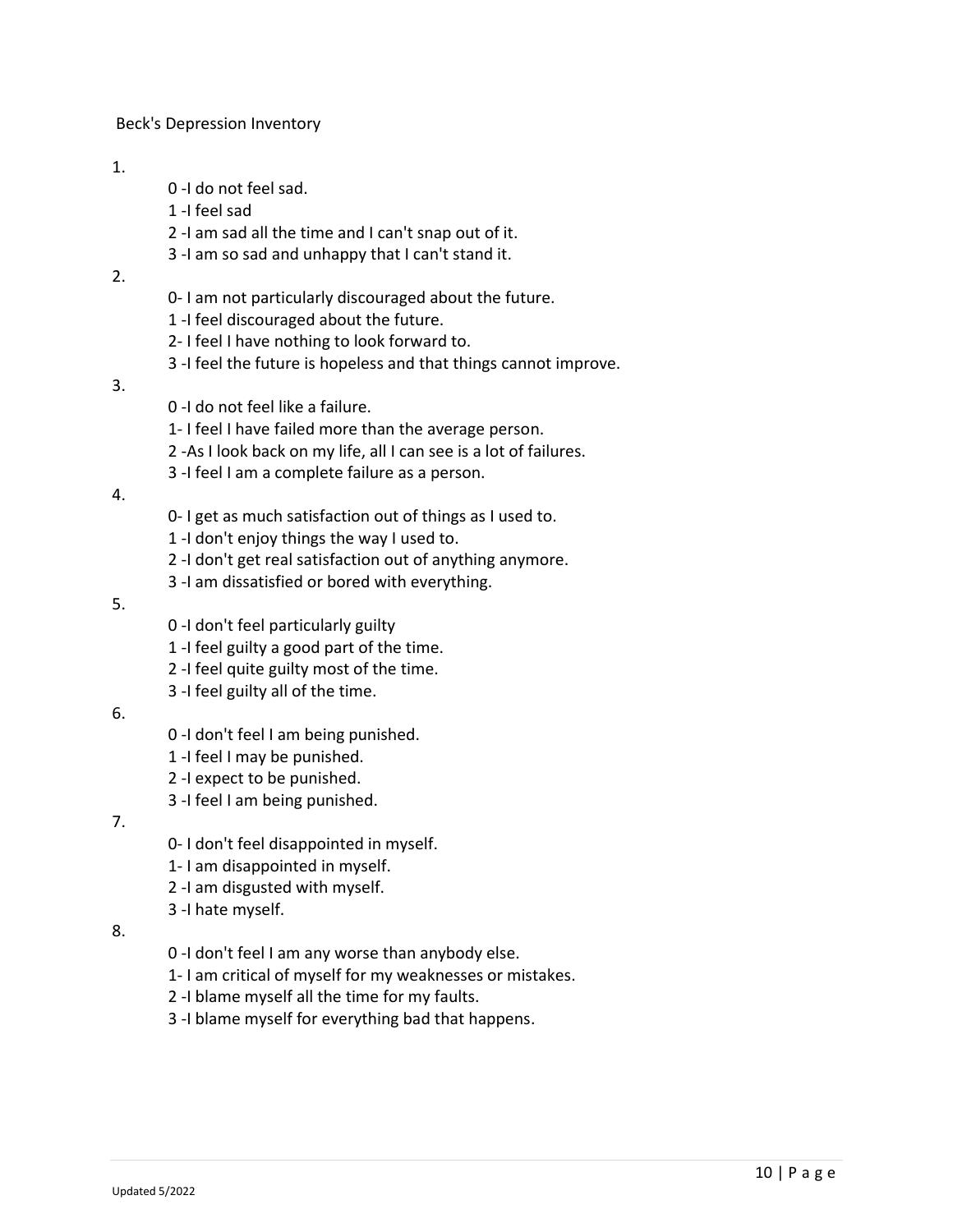Beck's Depression Inventory

1.

0 -I do not feel sad.
1 -I feel sad
2 -I am sad all the time and I can't snap out of it.
3 -I am so sad and unhappy that I can't stand it.

2.

0- I am not particularly discouraged about the future.
1 -I feel discouraged about the future.
2- I feel I have nothing to look forward to.
3 -I feel the future is hopeless and that things cannot improve.

3.

0 -I do not feel like a failure.
1- I feel I have failed more than the average person.
2 -As I look back on my life, all I can see is a lot of failures.
3 -I feel I am a complete failure as a person.

4.

0- I get as much satisfaction out of things as I used to.
1 -I don't enjoy things the way I used to.
2 -I don't get real satisfaction out of anything anymore.
3 -I am dissatisfied or bored with everything.

5.

0 -I don't feel particularly guilty
1 -I feel guilty a good part of the time.
2 -I feel quite guilty most of the time.
3 -I feel guilty all of the time.

6.

0 -I don't feel I am being punished.
1 -I feel I may be punished.
2 -I expect to be punished.
3 -I feel I am being punished.

7.

0- I don't feel disappointed in myself.
1- I am disappointed in myself.
2 -I am disgusted with myself.
3 -I hate myself.

8.

0 -I don't feel I am any worse than anybody else.
1- I am critical of myself for my weaknesses or mistakes.
2 -I blame myself all the time for my faults.
3 -I blame myself for everything bad that happens.

Updated 5/2022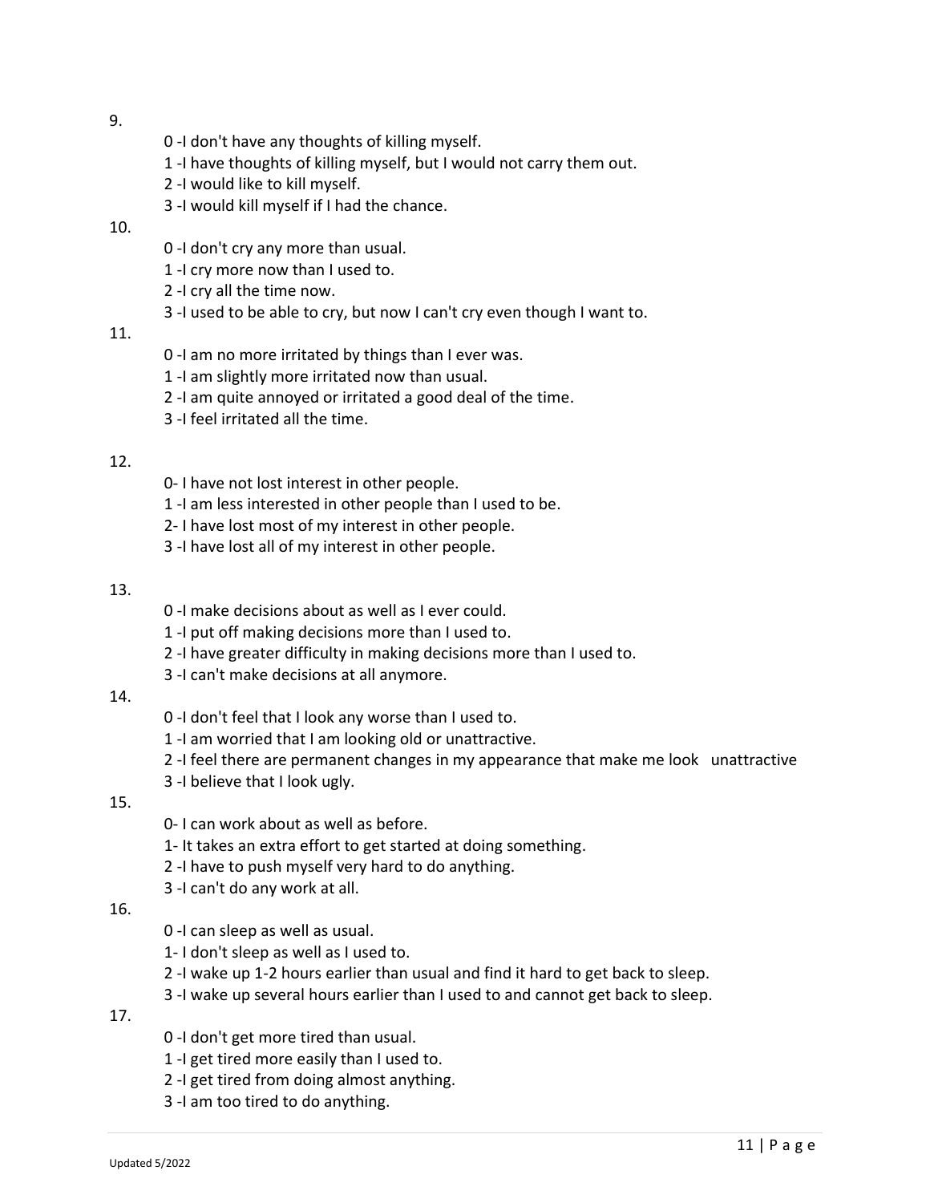9.

0 -I don't have any thoughts of killing myself.
1 -I have thoughts of killing myself, but I would not carry them out.
2 -I would like to kill myself.
3 -I would kill myself if I had the chance.

10.

0 -I don't cry any more than usual.
1 -I cry more now than I used to.
2 -I cry all the time now.
3 -I used to be able to cry, but now I can't cry even though I want to.

11.

0 -I am no more irritated by things than I ever was.
1 -I am slightly more irritated now than usual.
2 -I am quite annoyed or irritated a good deal of the time.
3 -I feel irritated all the time.

12.

0- I have not lost interest in other people.
1 -I am less interested in other people than I used to be.
2- I have lost most of my interest in other people.
3 -I have lost all of my interest in other people.

13.

0 -I make decisions about as well as I ever could.
1 -I put off making decisions more than I used to.
2 -I have greater difficulty in making decisions more than I used to.
3 -I can't make decisions at all anymore.

14.

0 -I don't feel that I look any worse than I used to.
1 -I am worried that I am looking old or unattractive.
2 -I feel there are permanent changes in my appearance that make me look unattractive
3 -I believe that I look ugly.

15.

0- I can work about as well as before.
1- It takes an extra effort to get started at doing something.
2 -I have to push myself very hard to do anything.
3 -I can't do any work at all.

16.

0 -I can sleep as well as usual.
1- I don't sleep as well as I used to.
2 -I wake up 1-2 hours earlier than usual and find it hard to get back to sleep.
3 -I wake up several hours earlier than I used to and cannot get back to sleep.

17.

0 -I don't get more tired than usual.
1 -I get tired more easily than I used to.
2 -I get tired from doing almost anything.
3 -I am too tired to do anything.

Updated 5/2022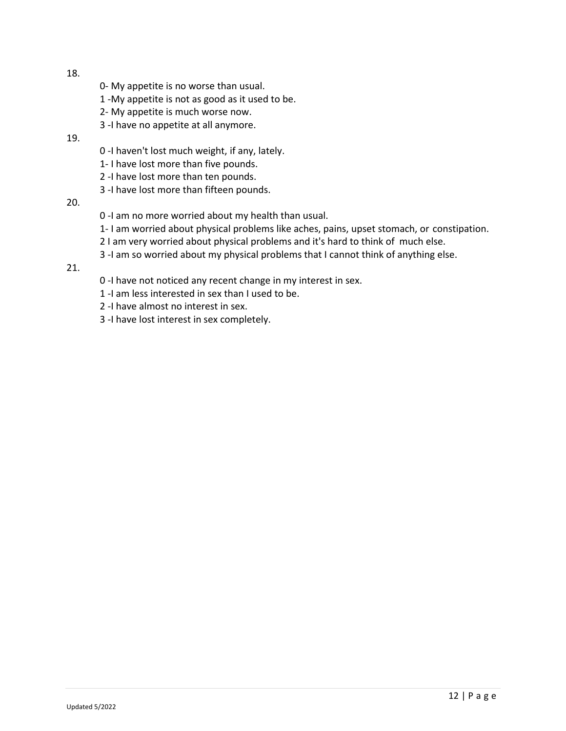18.

0- My appetite is no worse than usual.
1 -My appetite is not as good as it used to be.
2- My appetite is much worse now.
3 -I have no appetite at all anymore.

19.

0 -I haven't lost much weight, if any, lately.
1- I have lost more than five pounds.
2 -I have lost more than ten pounds.
3 -I have lost more than fifteen pounds.

20.

0 -I am no more worried about my health than usual.
1- I am worried about physical problems like aches, pains, upset stomach, or constipation.
2 I am very worried about physical problems and it's hard to think of much else.
3 -I am so worried about my physical problems that I cannot think of anything else.

21.

0 -I have not noticed any recent change in my interest in sex.
1 -I am less interested in sex than I used to be.
2 -I have almost no interest in sex.
3 -I have lost interest in sex completely.

Updated 5/2022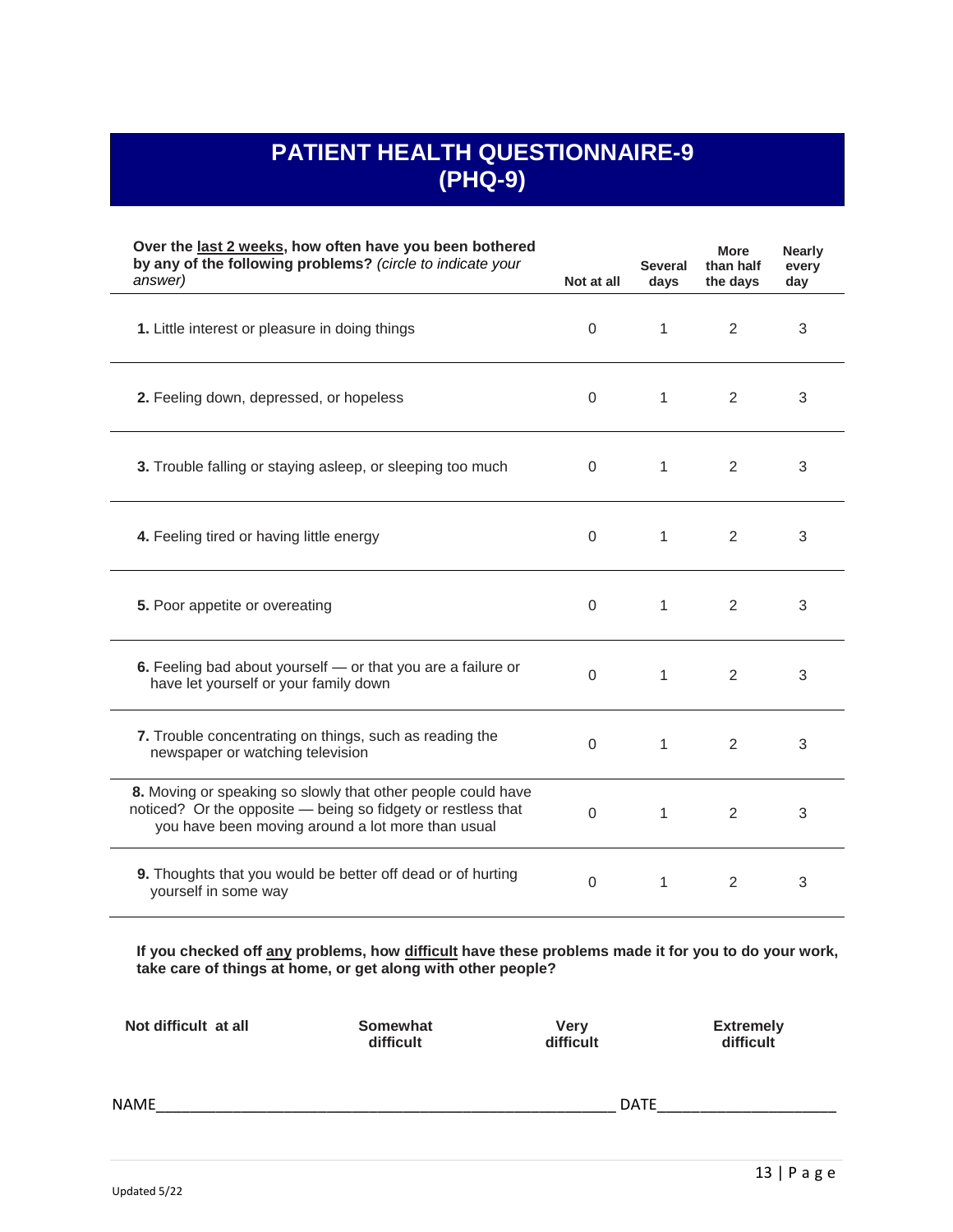# PATIENT HEALTH QUESTIONNAIRE-9 (PHQ-9)

| **Over the <u>last 2 weeks</u>, how often have you been bothered by any of the following problems?** *(circle to indicate your answer)* | **Not at all** | **Several days** | **More than half the days** | **Nearly every day** |
|---|---|---|---|---|
| **1.** Little interest or pleasure in doing things | 0 | 1 | 2 | 3 |
| **2.** Feeling down, depressed, or hopeless | 0 | 1 | 2 | 3 |
| **3.** Trouble falling or staying asleep, or sleeping too much | 0 | 1 | 2 | 3 |
| **4.** Feeling tired or having little energy | 0 | 1 | 2 | 3 |
| **5.** Poor appetite or overeating | 0 | 1 | 2 | 3 |
| **6.** Feeling bad about yourself — or that you are a failure or have let yourself or your family down | 0 | 1 | 2 | 3 |
| **7.** Trouble concentrating on things, such as reading the newspaper or watching television | 0 | 1 | 2 | 3 |
| **8.** Moving or speaking so slowly that other people could have noticed? Or the opposite — being so fidgety or restless that you have been moving around a lot more than usual | 0 | 1 | 2 | 3 |
| **9.** Thoughts that you would be better off dead or of hurting yourself in some way | 0 | 1 | 2 | 3 |

**If you checked off <u>any</u> problems, how <u>difficult</u> have these problems made it for you to do your work, take care of things at home, or get along with other people?**

| **Not difficult at all** | **Somewhat difficult** | **Very difficult** | **Extremely difficult** |
|---|---|---|---|

NAME________________________________________________ DATE___________________

Updated 5/22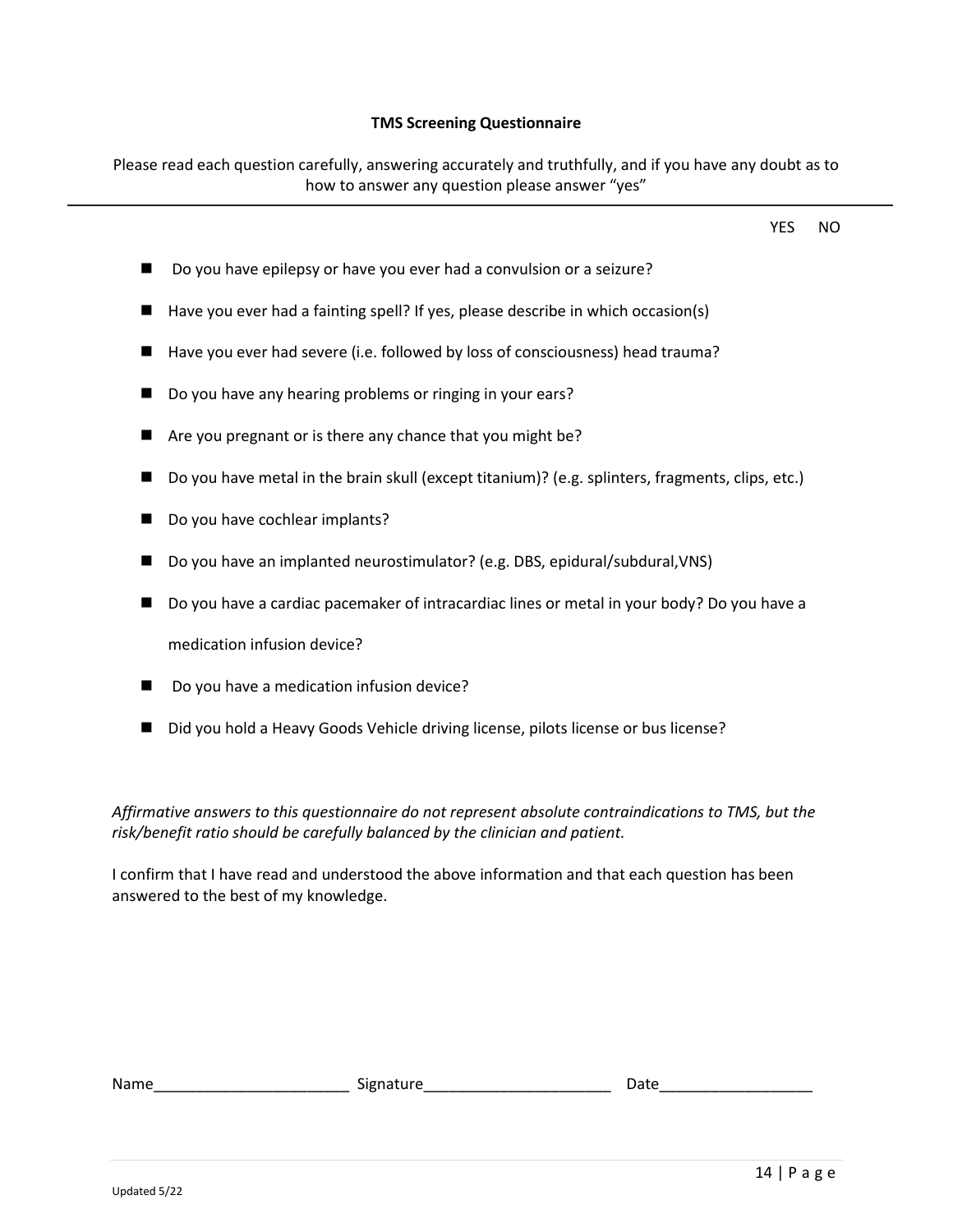**TMS Screening Questionnaire**

Please read each question carefully, answering accurately and truthfully, and if you have any doubt as to how to answer any question please answer "yes"

---

| Question | YES | NO |
|---|---|---|
| Do you have epilepsy or have you ever had a convulsion or a seizure? | | |
| Have you ever had a fainting spell? If yes, please describe in which occasion(s) | | |
| Have you ever had severe (i.e. followed by loss of consciousness) head trauma? | | |
| Do you have any hearing problems or ringing in your ears? | | |
| Are you pregnant or is there any chance that you might be? | | |
| Do you have metal in the brain skull (except titanium)? (e.g. splinters, fragments, clips, etc.) | | |
| Do you have cochlear implants? | | |
| Do you have an implanted neurostimulator? (e.g. DBS, epidural/subdural,VNS) | | |
| Do you have a cardiac pacemaker of intracardiac lines or metal in your body? Do you have a medication infusion device? | | |
| Do you have a medication infusion device? | | |
| Did you hold a Heavy Goods Vehicle driving license, pilots license or bus license? | | |

*Affirmative answers to this questionnaire do not represent absolute contraindications to TMS, but the risk/benefit ratio should be carefully balanced by the clinician and patient.*

I confirm that I have read and understood the above information and that each question has been answered to the best of my knowledge.

Name_______________________ Signature______________________ Date_________________

Updated 5/22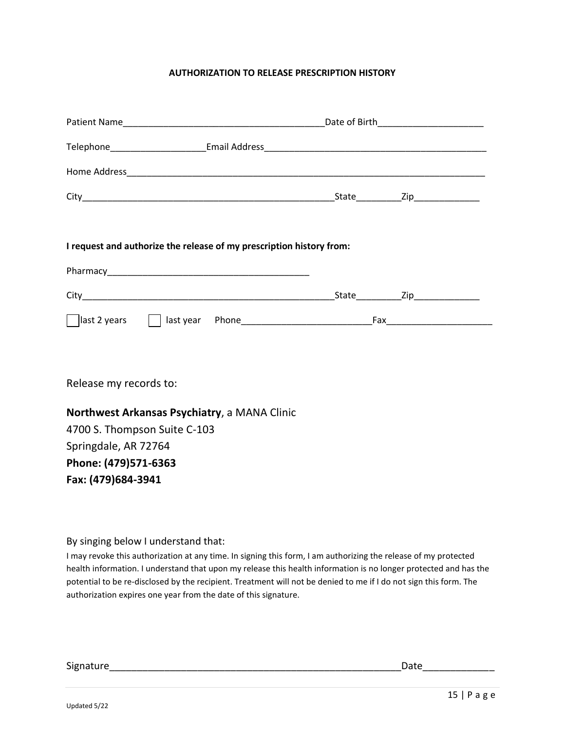**AUTHORIZATION TO RELEASE PRESCRIPTION HISTORY**

Patient Name_________________________________________Date of Birth_____________________

Telephone___________________Email Address_____________________________________________

Home Address___________________________________________________________________________

City___________________________________________________State_________Zip_____________

**I request and authorize the release of my prescription history from:**

Pharmacy__________________________________________

City___________________________________________________State_________Zip_____________

☐ last 2 years ☐ last year Phone__________________________Fax_____________________

Release my records to:

**Northwest Arkansas Psychiatry**, a MANA Clinic
4700 S. Thompson Suite C-103
Springdale, AR 72764
**Phone: (479)571-6363**
**Fax: (479)684-3941**

By singing below I understand that:

I may revoke this authorization at any time. In signing this form, I am authorizing the release of my protected health information. I understand that upon my release this health information is no longer protected and has the potential to be re-disclosed by the recipient. Treatment will not be denied to me if I do not sign this form. The authorization expires one year from the date of this signature.

Signature_______________________________________________________Date_____________

Updated 5/22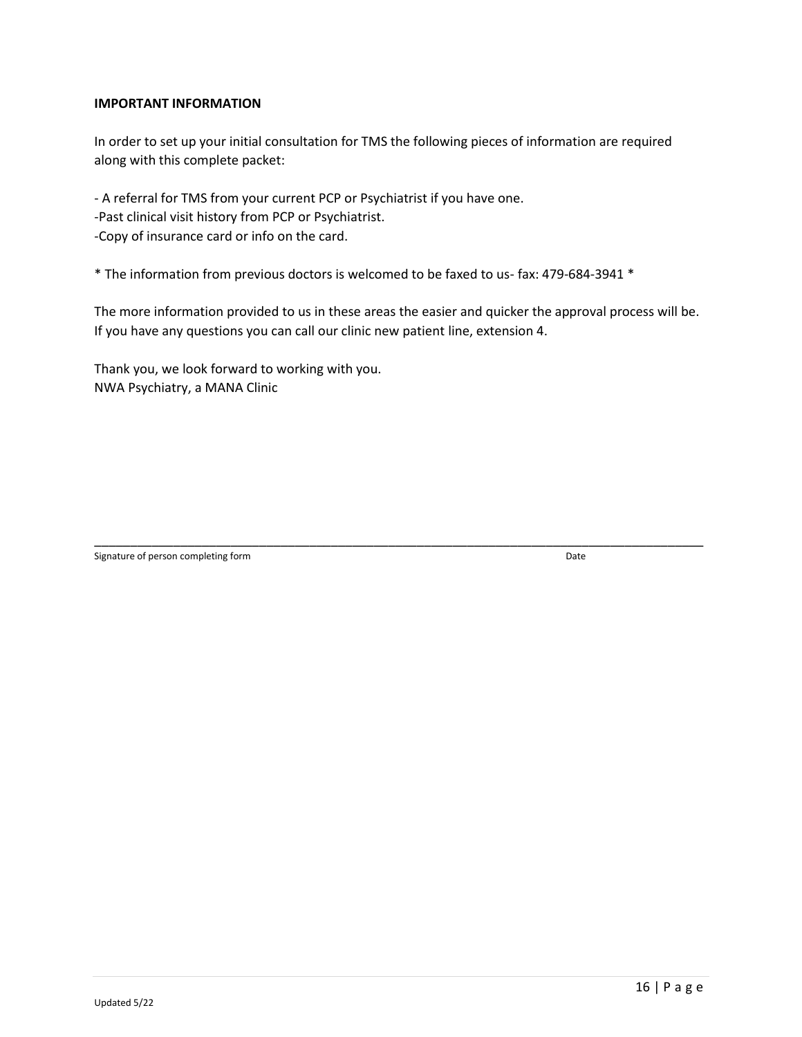**IMPORTANT INFORMATION**

In order to set up your initial consultation for TMS the following pieces of information are required along with this complete packet:

- A referral for TMS from your current PCP or Psychiatrist if you have one.
-Past clinical visit history from PCP or Psychiatrist.
-Copy of insurance card or info on the card.

* The information from previous doctors is welcomed to be faxed to us- fax: 479-684-3941 *

The more information provided to us in these areas the easier and quicker the approval process will be. If you have any questions you can call our clinic new patient line, extension 4.

Thank you, we look forward to working with you.
NWA Psychiatry, a MANA Clinic

\_\_\_\_\_\_\_\_\_\_\_\_\_\_\_\_\_\_\_\_\_\_\_\_\_\_\_\_\_\_\_\_\_\_\_\_\_\_\_\_\_\_\_\_\_\_\_\_\_\_\_\_\_\_\_\_\_\_\_\_\_\_\_\_\_\_\_\_\_\_\_\_\_\_\_\_\_\_

Signature of person completing form                                                                                    Date

Updated 5/22